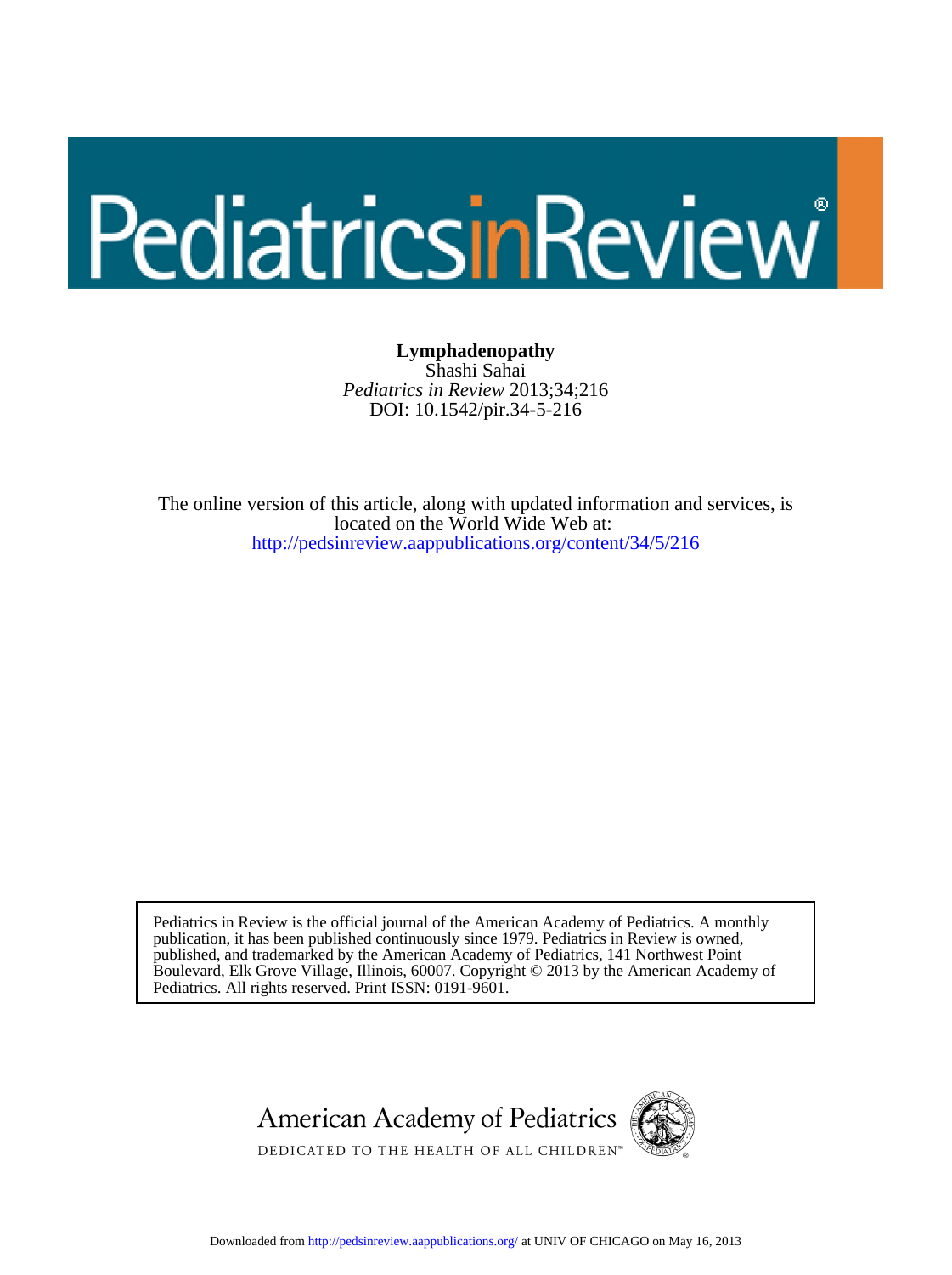PediatricsinReview®

**Lymphadenopathy**

Shashi Sahai

*Pediatrics in Review* 2013;34;216

DOI: 10.1542/pir.34-5-216

The online version of this article, along with updated information and services, is located on the World Wide Web at:

http://pedsinreview.aappublications.org/content/34/5/216

Pediatrics in Review is the official journal of the American Academy of Pediatrics. A monthly publication, it has been published continuously since 1979. Pediatrics in Review is owned, published, and trademarked by the American Academy of Pediatrics, 141 Northwest Point Boulevard, Elk Grove Village, Illinois, 60007. Copyright © 2013 by the American Academy of Pediatrics. All rights reserved. Print ISSN: 0191-9601.

American Academy of Pediatrics

DEDICATED TO THE HEALTH OF ALL CHILDREN™

Downloaded from http://pedsinreview.aappublications.org/ at UNIV OF CHICAGO on May 16, 2013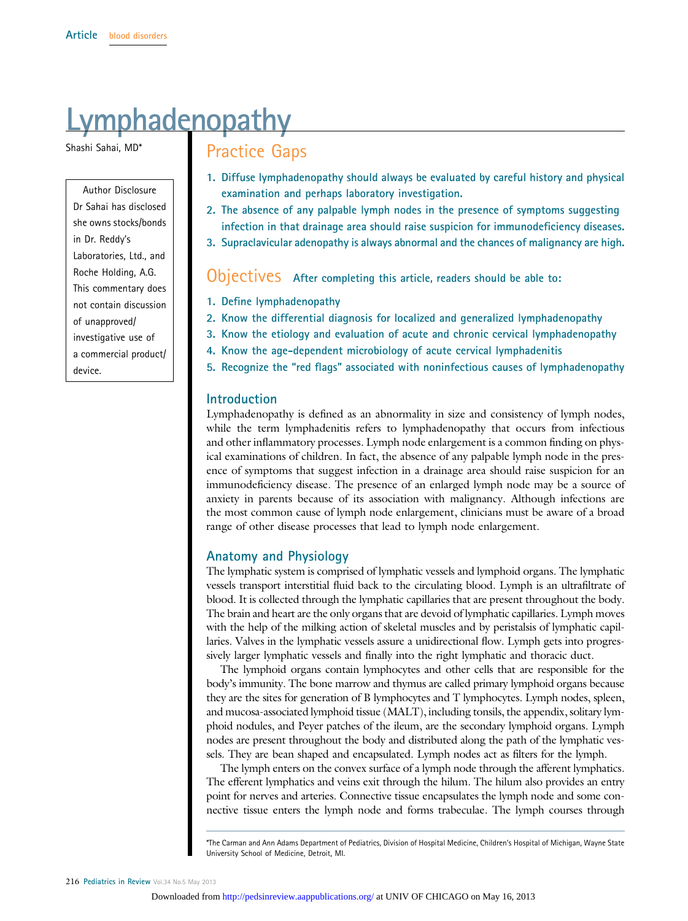Article blood disorders

# Lymphadenopathy

Shashi Sahai, MD*

Author Disclosure
Dr Sahai has disclosed she owns stocks/bonds in Dr. Reddy's Laboratories, Ltd., and Roche Holding, A.G. This commentary does not contain discussion of unapproved/investigative use of a commercial product/device.

## Practice Gaps

1. **Diffuse lymphadenopathy should always be evaluated by careful history and physical examination and perhaps laboratory investigation.**
2. **The absence of any palpable lymph nodes in the presence of symptoms suggesting infection in that drainage area should raise suspicion for immunodeficiency diseases.**
3. **Supraclavicular adenopathy is always abnormal and the chances of malignancy are high.**

## Objectives

**After completing this article, readers should be able to:**

1. Define lymphadenopathy
2. Know the differential diagnosis for localized and generalized lymphadenopathy
3. Know the etiology and evaluation of acute and chronic cervical lymphadenopathy
4. Know the age-dependent microbiology of acute cervical lymphadenitis
5. Recognize the "red flags" associated with noninfectious causes of lymphadenopathy

### Introduction

Lymphadenopathy is defined as an abnormality in size and consistency of lymph nodes, while the term lymphadenitis refers to lymphadenopathy that occurs from infectious and other inflammatory processes. Lymph node enlargement is a common finding on physical examinations of children. In fact, the absence of any palpable lymph node in the presence of symptoms that suggest infection in a drainage area should raise suspicion for an immunodeficiency disease. The presence of an enlarged lymph node may be a source of anxiety in parents because of its association with malignancy. Although infections are the most common cause of lymph node enlargement, clinicians must be aware of a broad range of other disease processes that lead to lymph node enlargement.

### Anatomy and Physiology

The lymphatic system is comprised of lymphatic vessels and lymphoid organs. The lymphatic vessels transport interstitial fluid back to the circulating blood. Lymph is an ultrafiltrate of blood. It is collected through the lymphatic capillaries that are present throughout the body. The brain and heart are the only organs that are devoid of lymphatic capillaries. Lymph moves with the help of the milking action of skeletal muscles and by peristalsis of lymphatic capillaries. Valves in the lymphatic vessels assure a unidirectional flow. Lymph gets into progressively larger lymphatic vessels and finally into the right lymphatic and thoracic duct.

The lymphoid organs contain lymphocytes and other cells that are responsible for the body's immunity. The bone marrow and thymus are called primary lymphoid organs because they are the sites for generation of B lymphocytes and T lymphocytes. Lymph nodes, spleen, and mucosa-associated lymphoid tissue (MALT), including tonsils, the appendix, solitary lymphoid nodules, and Peyer patches of the ileum, are the secondary lymphoid organs. Lymph nodes are present throughout the body and distributed along the path of the lymphatic vessels. They are bean shaped and encapsulated. Lymph nodes act as filters for the lymph.

The lymph enters on the convex surface of a lymph node through the afferent lymphatics. The efferent lymphatics and veins exit through the hilum. The hilum also provides an entry point for nerves and arteries. Connective tissue encapsulates the lymph node and some connective tissue enters the lymph node and forms trabeculae. The lymph courses through

*The Carman and Ann Adams Department of Pediatrics, Division of Hospital Medicine, Children's Hospital of Michigan, Wayne State University School of Medicine, Detroit, MI.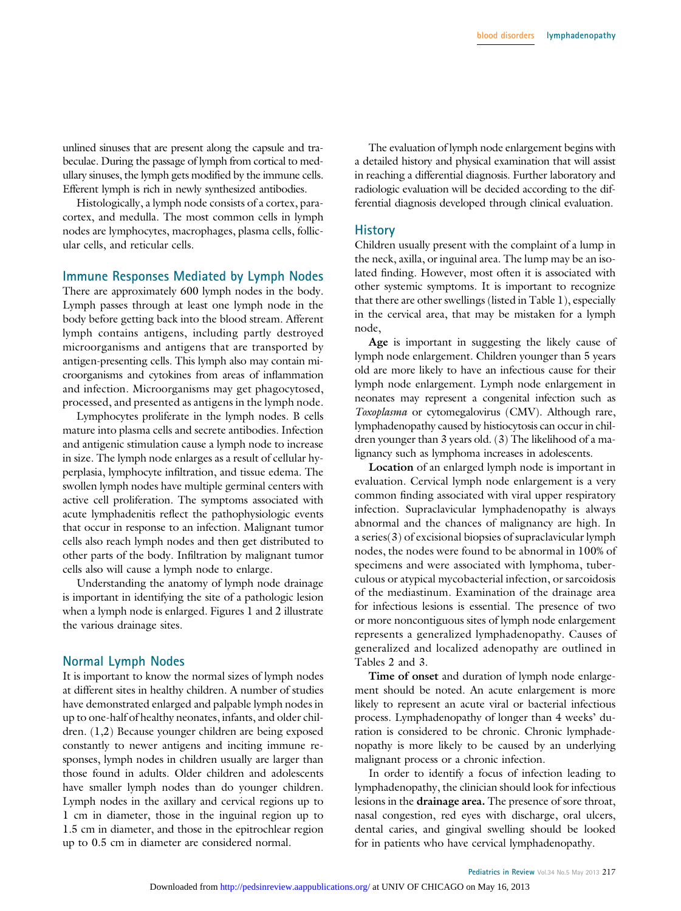unlined sinuses that are present along the capsule and trabeculae. During the passage of lymph from cortical to medullary sinuses, the lymph gets modified by the immune cells. Efferent lymph is rich in newly synthesized antibodies.

Histologically, a lymph node consists of a cortex, paracortex, and medulla. The most common cells in lymph nodes are lymphocytes, macrophages, plasma cells, follicular cells, and reticular cells.

## Immune Responses Mediated by Lymph Nodes

There are approximately 600 lymph nodes in the body. Lymph passes through at least one lymph node in the body before getting back into the blood stream. Afferent lymph contains antigens, including partly destroyed microorganisms and antigens that are transported by antigen-presenting cells. This lymph also may contain microorganisms and cytokines from areas of inflammation and infection. Microorganisms may get phagocytosed, processed, and presented as antigens in the lymph node.

Lymphocytes proliferate in the lymph nodes. B cells mature into plasma cells and secrete antibodies. Infection and antigenic stimulation cause a lymph node to increase in size. The lymph node enlarges as a result of cellular hyperplasia, lymphocyte infiltration, and tissue edema. The swollen lymph nodes have multiple germinal centers with active cell proliferation. The symptoms associated with acute lymphadenitis reflect the pathophysiologic events that occur in response to an infection. Malignant tumor cells also reach lymph nodes and then get distributed to other parts of the body. Infiltration by malignant tumor cells also will cause a lymph node to enlarge.

Understanding the anatomy of lymph node drainage is important in identifying the site of a pathologic lesion when a lymph node is enlarged. Figures 1 and 2 illustrate the various drainage sites.

## Normal Lymph Nodes

It is important to know the normal sizes of lymph nodes at different sites in healthy children. A number of studies have demonstrated enlarged and palpable lymph nodes in up to one-half of healthy neonates, infants, and older children. (1,2) Because younger children are being exposed constantly to newer antigens and inciting immune responses, lymph nodes in children usually are larger than those found in adults. Older children and adolescents have smaller lymph nodes than do younger children. Lymph nodes in the axillary and cervical regions up to 1 cm in diameter, those in the inguinal region up to 1.5 cm in diameter, and those in the epitrochlear region up to 0.5 cm in diameter are considered normal.

The evaluation of lymph node enlargement begins with a detailed history and physical examination that will assist in reaching a differential diagnosis. Further laboratory and radiologic evaluation will be decided according to the differential diagnosis developed through clinical evaluation.

## History

Children usually present with the complaint of a lump in the neck, axilla, or inguinal area. The lump may be an isolated finding. However, most often it is associated with other systemic symptoms. It is important to recognize that there are other swellings (listed in Table 1), especially in the cervical area, that may be mistaken for a lymph node,

**Age** is important in suggesting the likely cause of lymph node enlargement. Children younger than 5 years old are more likely to have an infectious cause for their lymph node enlargement. Lymph node enlargement in neonates may represent a congenital infection such as *Toxoplasma* or cytomegalovirus (CMV). Although rare, lymphadenopathy caused by histiocytosis can occur in children younger than 3 years old. (3) The likelihood of a malignancy such as lymphoma increases in adolescents.

**Location** of an enlarged lymph node is important in evaluation. Cervical lymph node enlargement is a very common finding associated with viral upper respiratory infection. Supraclavicular lymphadenopathy is always abnormal and the chances of malignancy are high. In a series(3) of excisional biopsies of supraclavicular lymph nodes, the nodes were found to be abnormal in 100% of specimens and were associated with lymphoma, tuberculous or atypical mycobacterial infection, or sarcoidosis of the mediastinum. Examination of the drainage area for infectious lesions is essential. The presence of two or more noncontiguous sites of lymph node enlargement represents a generalized lymphadenopathy. Causes of generalized and localized adenopathy are outlined in Tables 2 and 3.

**Time of onset** and duration of lymph node enlargement should be noted. An acute enlargement is more likely to represent an acute viral or bacterial infectious process. Lymphadenopathy of longer than 4 weeks' duration is considered to be chronic. Chronic lymphadenopathy is more likely to be caused by an underlying malignant process or a chronic infection.

In order to identify a focus of infection leading to lymphadenopathy, the clinician should look for infectious lesions in the **drainage area.** The presence of sore throat, nasal congestion, red eyes with discharge, oral ulcers, dental caries, and gingival swelling should be looked for in patients who have cervical lymphadenopathy.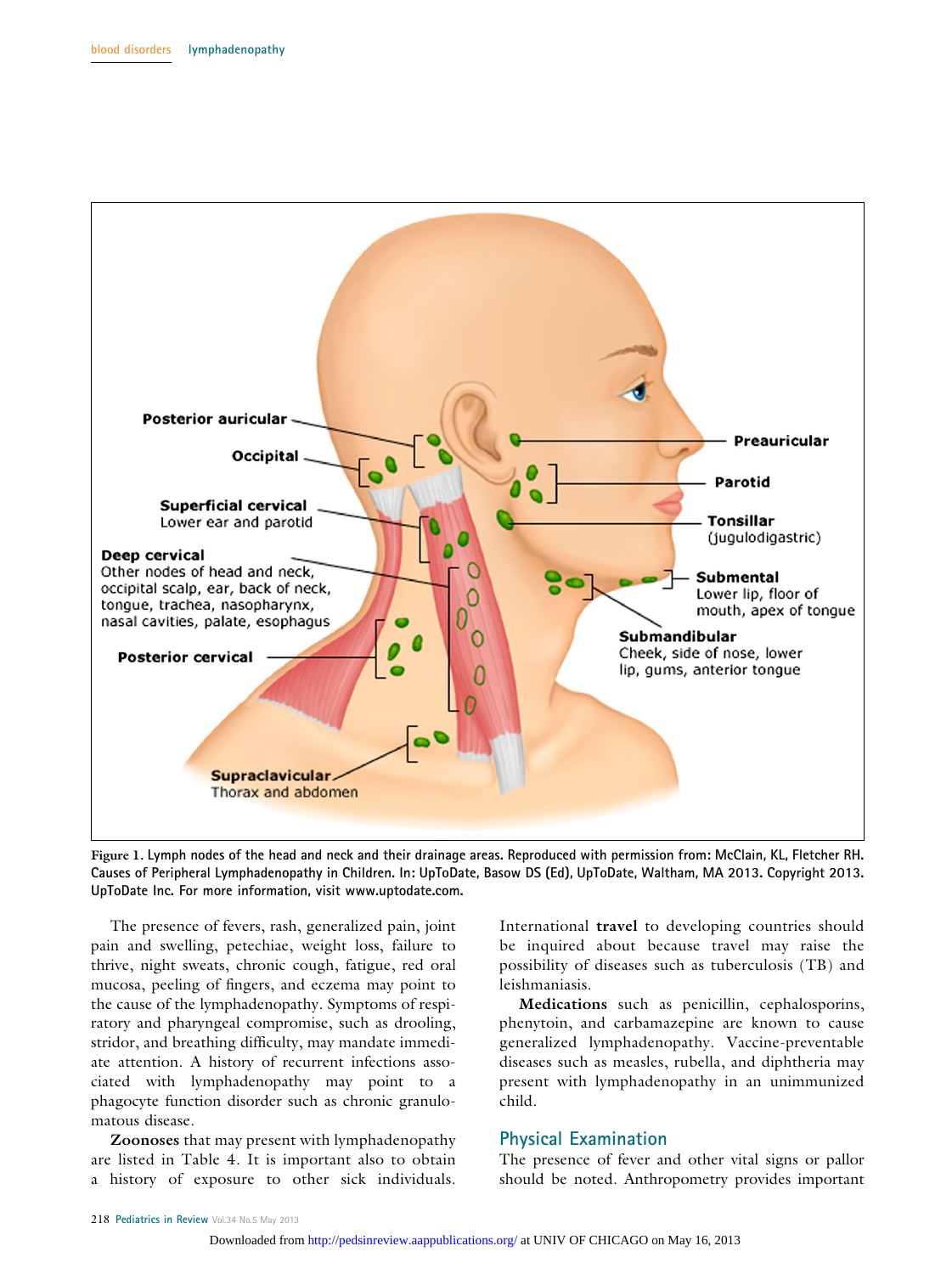Figure 1. Lymph nodes of the head and neck and their drainage areas. Reproduced with permission from: McClain, KL, Fletcher RH. Causes of Peripheral Lymphadenopathy in Children. In: UpToDate, Basow DS (Ed), UpToDate, Waltham, MA 2013. Copyright 2013. UpToDate Inc. For more information, visit www.uptodate.com.

The presence of fevers, rash, generalized pain, joint pain and swelling, petechiae, weight loss, failure to thrive, night sweats, chronic cough, fatigue, red oral mucosa, peeling of fingers, and eczema may point to the cause of the lymphadenopathy. Symptoms of respiratory and pharyngeal compromise, such as drooling, stridor, and breathing difficulty, may mandate immediate attention. A history of recurrent infections associated with lymphadenopathy may point to a phagocyte function disorder such as chronic granulomatous disease.

**Zoonoses** that may present with lymphadenopathy are listed in Table 4. It is important also to obtain a history of exposure to other sick individuals. International **travel** to developing countries should be inquired about because travel may raise the possibility of diseases such as tuberculosis (TB) and leishmaniasis.

**Medications** such as penicillin, cephalosporins, phenytoin, and carbamazepine are known to cause generalized lymphadenopathy. Vaccine-preventable diseases such as measles, rubella, and diphtheria may present with lymphadenopathy in an unimmunized child.

## Physical Examination

The presence of fever and other vital signs or pallor should be noted. Anthropometry provides important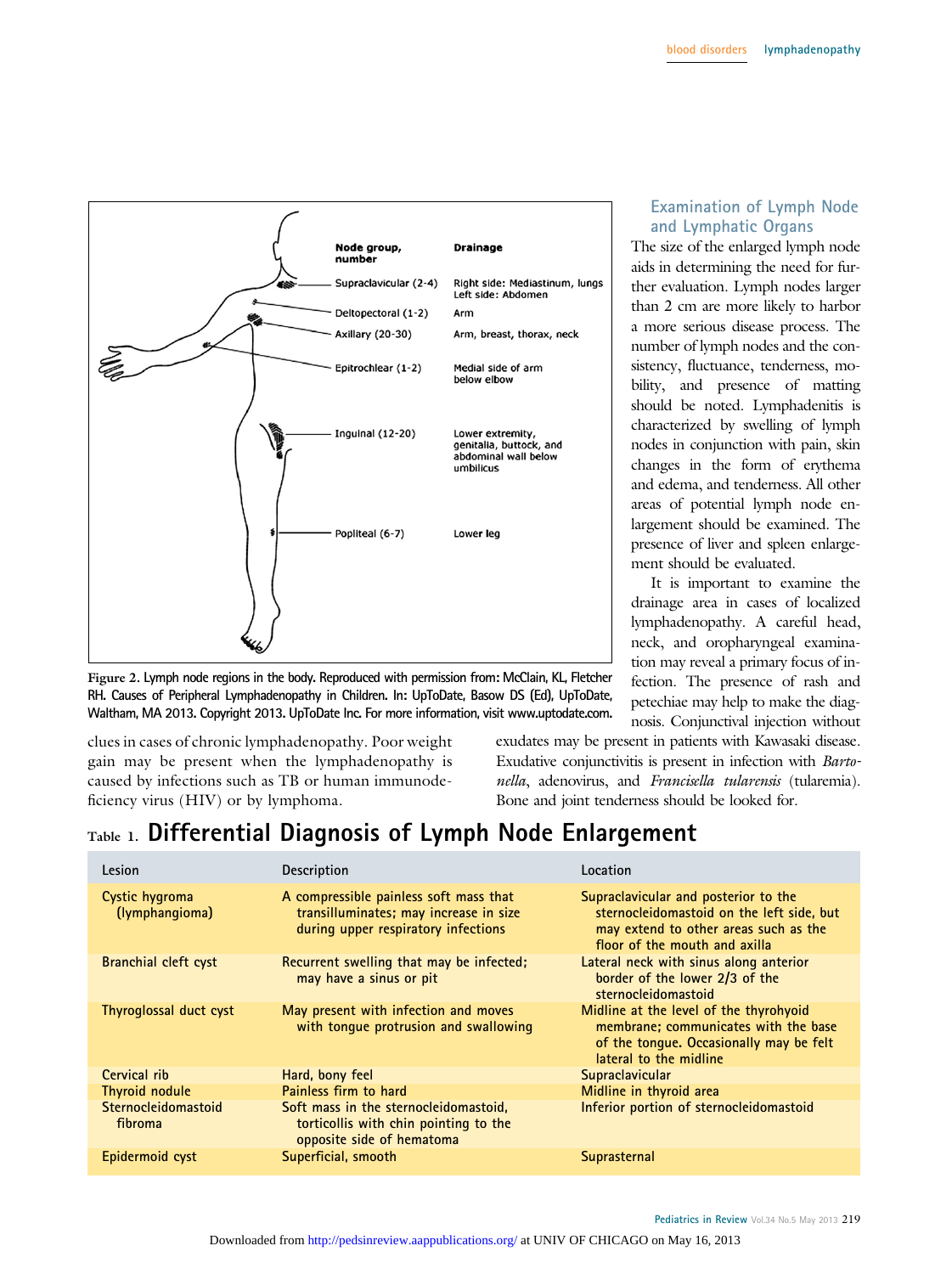Figure 2. Lymph node regions in the body. Reproduced with permission from: McClain, KL, Fletcher RH. Causes of Peripheral Lymphadenopathy in Children. In: UpToDate, Basow DS (Ed), UpToDate, Waltham, MA 2013. Copyright 2013. UpToDate Inc. For more information, visit www.uptodate.com.

| Node group, number | Drainage |
|---|---|
| Supraclavicular (2-4) | Right side: Mediastinum, lungs; Left side: Abdomen |
| Deltopectoral (1-2) | Arm |
| Axillary (20-30) | Arm, breast, thorax, neck |
| Epitrochlear (1-2) | Medial side of arm below elbow |
| Inguinal (12-20) | Lower extremity, genitalia, buttock, and abdominal wall below umbilicus |
| Popliteal (6-7) | Lower leg |

clues in cases of chronic lymphadenopathy. Poor weight gain may be present when the lymphadenopathy is caused by infections such as TB or human immunodeficiency virus (HIV) or by lymphoma.

## Examination of Lymph Node and Lymphatic Organs

The size of the enlarged lymph node aids in determining the need for further evaluation. Lymph nodes larger than 2 cm are more likely to harbor a more serious disease process. The number of lymph nodes and the consistency, fluctuance, tenderness, mobility, and presence of matting should be noted. Lymphadenitis is characterized by swelling of lymph nodes in conjunction with pain, skin changes in the form of erythema and edema, and tenderness. All other areas of potential lymph node enlargement should be examined. The presence of liver and spleen enlargement should be evaluated.

It is important to examine the drainage area in cases of localized lymphadenopathy. A careful head, neck, and oropharyngeal examination may reveal a primary focus of infection. The presence of rash and petechiae may help to make the diagnosis. Conjunctival injection without exudates may be present in patients with Kawasaki disease. Exudative conjunctivitis is present in infection with *Bartonella*, adenovirus, and *Francisella tularensis* (tularemia). Bone and joint tenderness should be looked for.

## Table 1. Differential Diagnosis of Lymph Node Enlargement

| Lesion | Description | Location |
|---|---|---|
| Cystic hygroma (lymphangioma) | A compressible painless soft mass that transilluminates; may increase in size during upper respiratory infections | Supraclavicular and posterior to the sternocleidomastoid on the left side, but may extend to other areas such as the floor of the mouth and axilla |
| Branchial cleft cyst | Recurrent swelling that may be infected; may have a sinus or pit | Lateral neck with sinus along anterior border of the lower 2/3 of the sternocleidomastoid |
| Thyroglossal duct cyst | May present with infection and moves with tongue protrusion and swallowing | Midline at the level of the thyrohyoid membrane; communicates with the base of the tongue. Occasionally may be felt lateral to the midline |
| Cervical rib | Hard, bony feel | Supraclavicular |
| Thyroid nodule | Painless firm to hard | Midline in thyroid area |
| Sternocleidomastoid fibroma | Soft mass in the sternocleidomastoid, torticollis with chin pointing to the opposite side of hematoma | Inferior portion of sternocleidomastoid |
| Epidermoid cyst | Superficial, smooth | Suprasternal |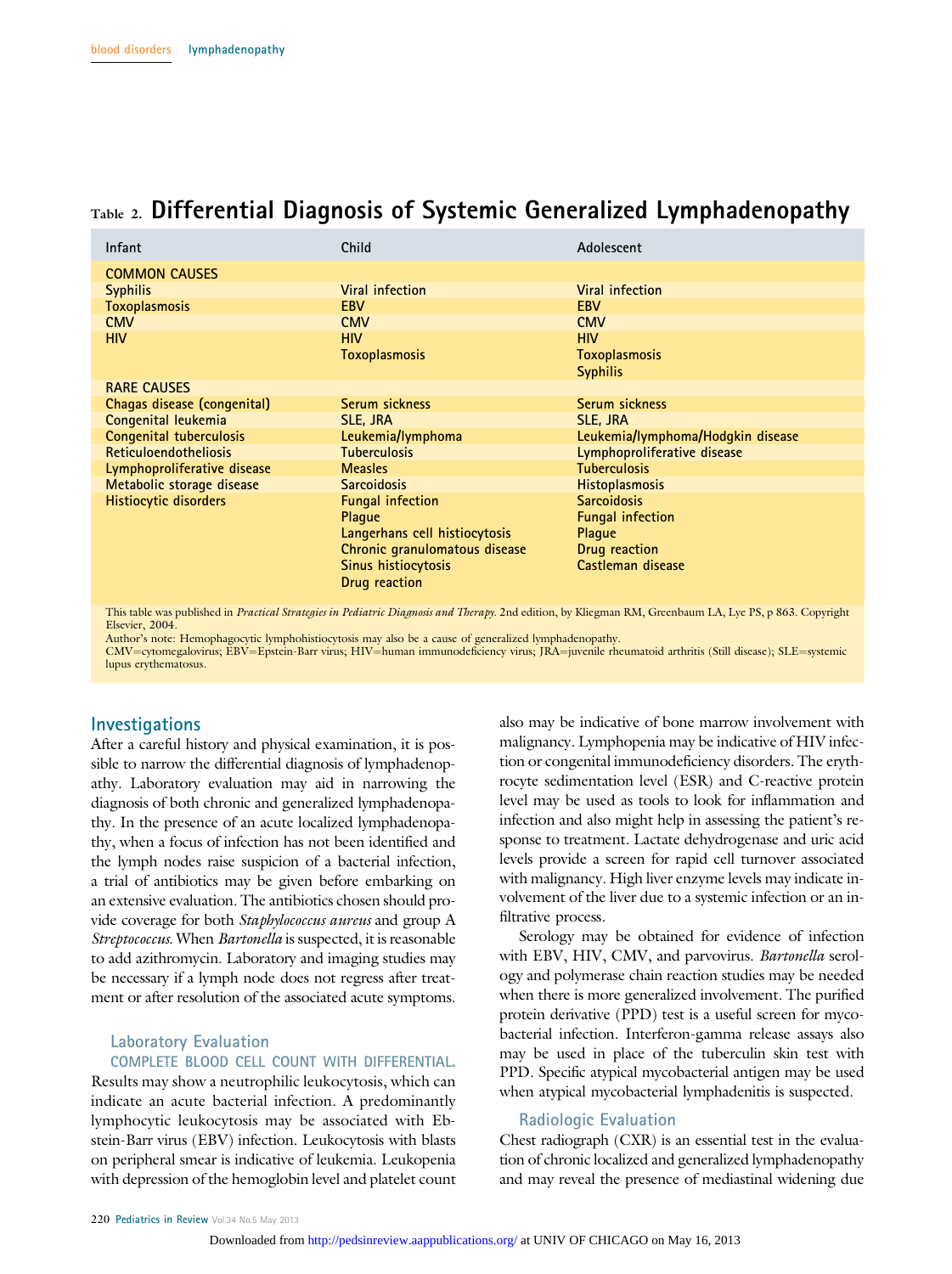## Table 2. Differential Diagnosis of Systemic Generalized Lymphadenopathy

| Infant | Child | Adolescent |
|---|---|---|
| **COMMON CAUSES** | | |
| Syphilis | Viral infection | Viral infection |
| Toxoplasmosis | EBV | EBV |
| CMV | CMV | CMV |
| HIV | HIV | HIV |
| | Toxoplasmosis | Toxoplasmosis |
| | | Syphilis |
| **RARE CAUSES** | | |
| Chagas disease (congenital) | Serum sickness | Serum sickness |
| Congenital leukemia | SLE, JRA | SLE, JRA |
| Congenital tuberculosis | Leukemia/lymphoma | Leukemia/lymphoma/Hodgkin disease |
| Reticuloendotheliosis | Tuberculosis | Lymphoproliferative disease |
| Lymphoproliferative disease | Measles | Tuberculosis |
| Metabolic storage disease | Sarcoidosis | Histoplasmosis |
| Histiocytic disorders | Fungal infection | Sarcoidosis |
| | Plague | Fungal infection |
| | Langerhans cell histiocytosis | Plague |
| | Chronic granulomatous disease | Drug reaction |
| | Sinus histiocytosis | Castleman disease |
| | Drug reaction | |

This table was published in *Practical Strategies in Pediatric Diagnosis and Therapy*. 2nd edition, by Kliegman RM, Greenbaum LA, Lye PS, p 863. Copyright Elsevier, 2004.

Author's note: Hemophagocytic lymphohistiocytosis may also be a cause of generalized lymphadenopathy.

CMV=cytomegalovirus; EBV=Epstein-Barr virus; HIV=human immunodeficiency virus; JRA=juvenile rheumatoid arthritis (Still disease); SLE=systemic lupus erythematosus.

## Investigations

After a careful history and physical examination, it is possible to narrow the differential diagnosis of lymphadenopathy. Laboratory evaluation may aid in narrowing the diagnosis of both chronic and generalized lymphadenopathy. In the presence of an acute localized lymphadenopathy, when a focus of infection has not been identified and the lymph nodes raise suspicion of a bacterial infection, a trial of antibiotics may be given before embarking on an extensive evaluation. The antibiotics chosen should provide coverage for both *Staphylococcus aureus* and group A *Streptococcus*. When *Bartonella* is suspected, it is reasonable to add azithromycin. Laboratory and imaging studies may be necessary if a lymph node does not regress after treatment or after resolution of the associated acute symptoms.

### Laboratory Evaluation

**COMPLETE BLOOD CELL COUNT WITH DIFFERENTIAL.** Results may show a neutrophilic leukocytosis, which can indicate an acute bacterial infection. A predominantly lymphocytic leukocytosis may be associated with Epstein-Barr virus (EBV) infection. Leukocytosis with blasts on peripheral smear is indicative of leukemia. Leukopenia with depression of the hemoglobin level and platelet count also may be indicative of bone marrow involvement with malignancy. Lymphopenia may be indicative of HIV infection or congenital immunodeficiency disorders. The erythrocyte sedimentation level (ESR) and C-reactive protein level may be used as tools to look for inflammation and infection and also might help in assessing the patient's response to treatment. Lactate dehydrogenase and uric acid levels provide a screen for rapid cell turnover associated with malignancy. High liver enzyme levels may indicate involvement of the liver due to a systemic infection or an infiltrative process.

Serology may be obtained for evidence of infection with EBV, HIV, CMV, and parvovirus. *Bartonella* serology and polymerase chain reaction studies may be needed when there is more generalized involvement. The purified protein derivative (PPD) test is a useful screen for mycobacterial infection. Interferon-gamma release assays also may be used in place of the tuberculin skin test with PPD. Specific atypical mycobacterial antigen may be used when atypical mycobacterial lymphadenitis is suspected.

### Radiologic Evaluation

Chest radiograph (CXR) is an essential test in the evaluation of chronic localized and generalized lymphadenopathy and may reveal the presence of mediastinal widening due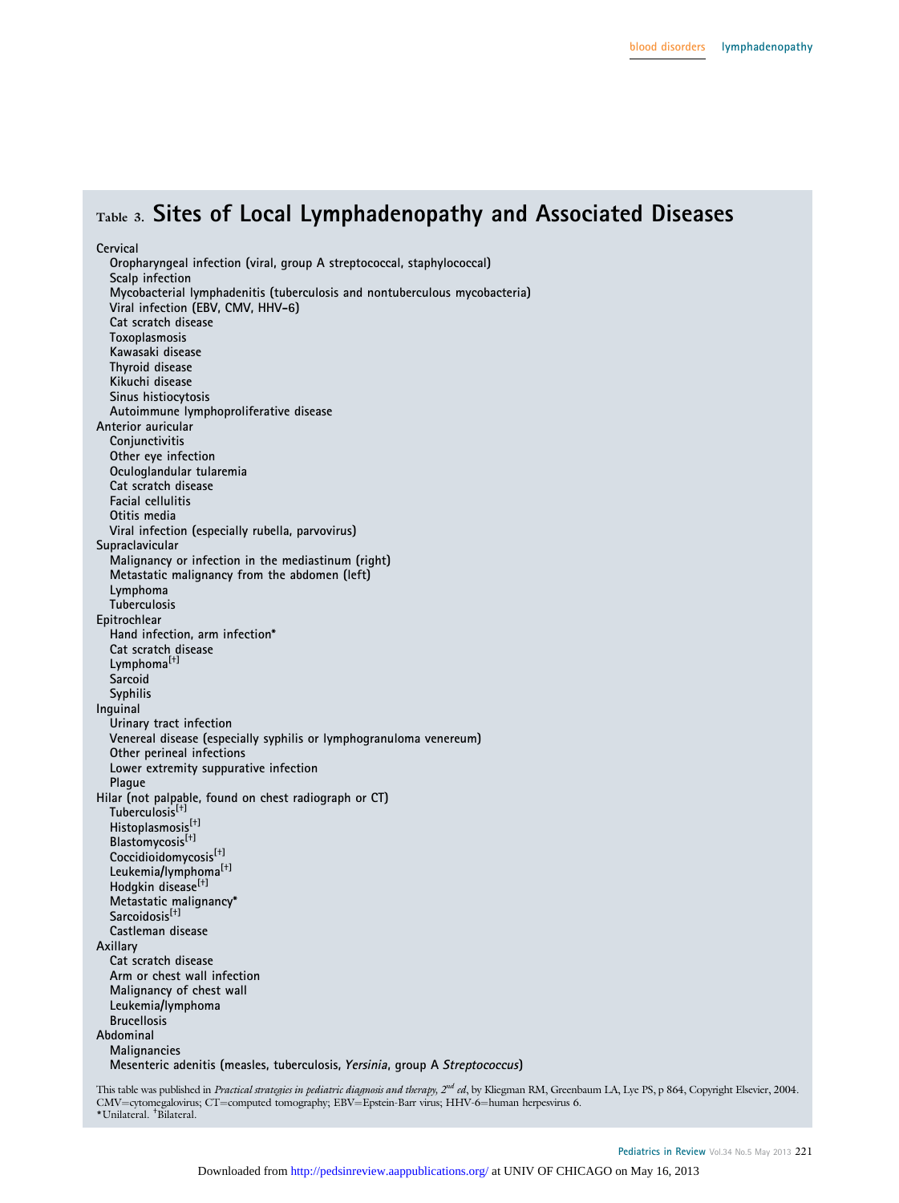### Table 3. Sites of Local Lymphadenopathy and Associated Diseases

**Cervical**

- Oropharyngeal infection (viral, group A streptococcal, staphylococcal)
- Scalp infection
- Mycobacterial lymphadenitis (tuberculosis and nontuberculous mycobacteria)
- Viral infection (EBV, CMV, HHV-6)
- Cat scratch disease
- Toxoplasmosis
- Kawasaki disease
- Thyroid disease
- Kikuchi disease
- Sinus histiocytosis
- Autoimmune lymphoproliferative disease

**Anterior auricular**

- Conjunctivitis
- Other eye infection
- Oculoglandular tularemia
- Cat scratch disease
- Facial cellulitis
- Otitis media
- Viral infection (especially rubella, parvovirus)

**Supraclavicular**

- Malignancy or infection in the mediastinum (right)
- Metastatic malignancy from the abdomen (left)
- Lymphoma
- Tuberculosis

**Epitrochlear**

- Hand infection, arm infection*
- Cat scratch disease
- Lymphoma[†]
- Sarcoid
- Syphilis

**Inguinal**

- Urinary tract infection
- Venereal disease (especially syphilis or lymphogranuloma venereum)
- Other perineal infections
- Lower extremity suppurative infection
- Plague

**Hilar (not palpable, found on chest radiograph or CT)**

- Tuberculosis[†]
- Histoplasmosis[†]
- Blastomycosis[†]
- Coccidioidomycosis[†]
- Leukemia/lymphoma[†]
- Hodgkin disease[†]
- Metastatic malignancy*
- Sarcoidosis[†]
- Castleman disease

**Axillary**

- Cat scratch disease
- Arm or chest wall infection
- Malignancy of chest wall
- Leukemia/lymphoma
- Brucellosis

**Abdominal**

- Malignancies
- Mesenteric adenitis (measles, tuberculosis, *Yersinia*, group A *Streptococcus*)

This table was published in *Practical strategies in pediatric diagnosis and therapy, 2nd ed*, by Kliegman RM, Greenbaum LA, Lye PS, p 864, Copyright Elsevier, 2004.
CMV=cytomegalovirus; CT=computed tomography; EBV=Epstein-Barr virus; HHV-6=human herpesvirus 6.
*Unilateral. †Bilateral.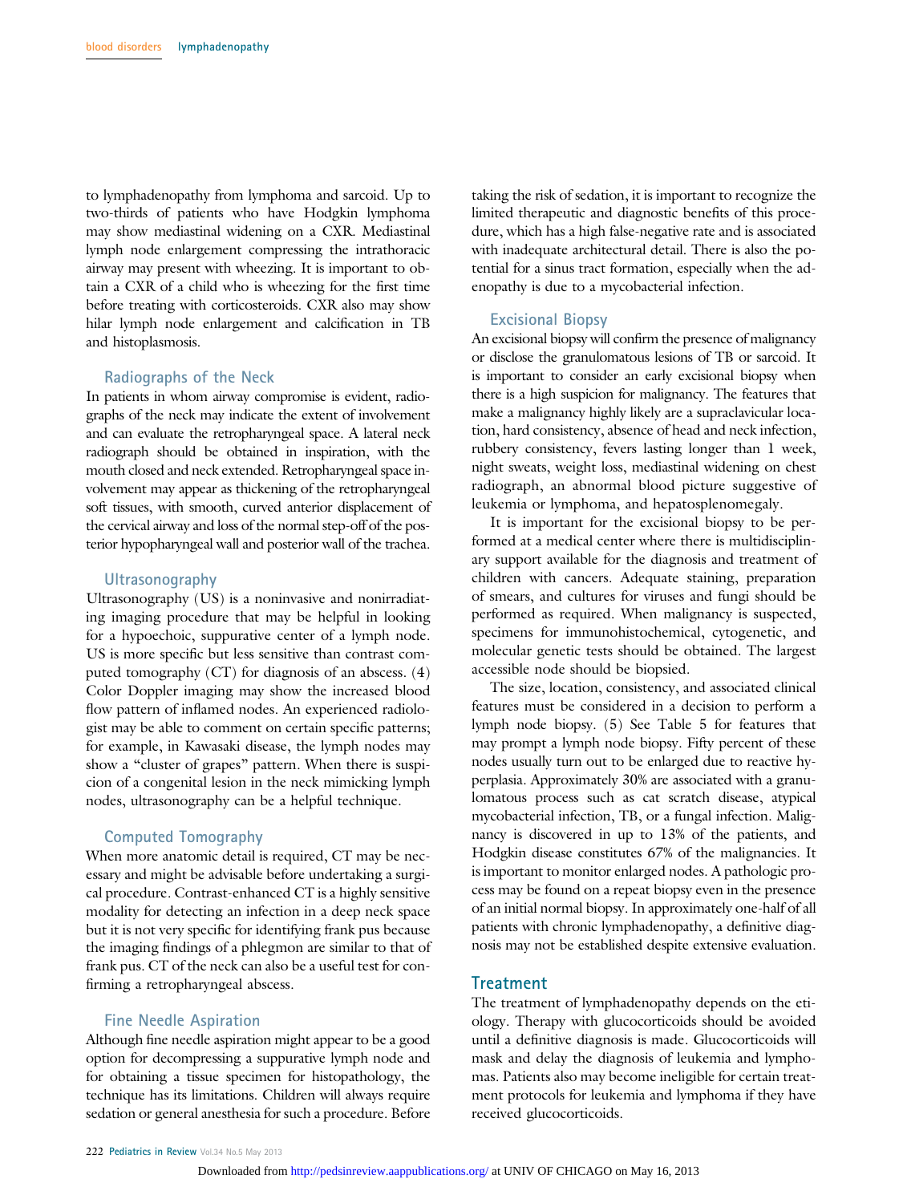to lymphadenopathy from lymphoma and sarcoid. Up to two-thirds of patients who have Hodgkin lymphoma may show mediastinal widening on a CXR. Mediastinal lymph node enlargement compressing the intrathoracic airway may present with wheezing. It is important to obtain a CXR of a child who is wheezing for the first time before treating with corticosteroids. CXR also may show hilar lymph node enlargement and calcification in TB and histoplasmosis.

### Radiographs of the Neck

In patients in whom airway compromise is evident, radiographs of the neck may indicate the extent of involvement and can evaluate the retropharyngeal space. A lateral neck radiograph should be obtained in inspiration, with the mouth closed and neck extended. Retropharyngeal space involvement may appear as thickening of the retropharyngeal soft tissues, with smooth, curved anterior displacement of the cervical airway and loss of the normal step-off of the posterior hypopharyngeal wall and posterior wall of the trachea.

### Ultrasonography

Ultrasonography (US) is a noninvasive and nonirradiating imaging procedure that may be helpful in looking for a hypoechoic, suppurative center of a lymph node. US is more specific but less sensitive than contrast computed tomography (CT) for diagnosis of an abscess. (4) Color Doppler imaging may show the increased blood flow pattern of inflamed nodes. An experienced radiologist may be able to comment on certain specific patterns; for example, in Kawasaki disease, the lymph nodes may show a "cluster of grapes" pattern. When there is suspicion of a congenital lesion in the neck mimicking lymph nodes, ultrasonography can be a helpful technique.

### Computed Tomography

When more anatomic detail is required, CT may be necessary and might be advisable before undertaking a surgical procedure. Contrast-enhanced CT is a highly sensitive modality for detecting an infection in a deep neck space but it is not very specific for identifying frank pus because the imaging findings of a phlegmon are similar to that of frank pus. CT of the neck can also be a useful test for confirming a retropharyngeal abscess.

### Fine Needle Aspiration

Although fine needle aspiration might appear to be a good option for decompressing a suppurative lymph node and for obtaining a tissue specimen for histopathology, the technique has its limitations. Children will always require sedation or general anesthesia for such a procedure. Before taking the risk of sedation, it is important to recognize the limited therapeutic and diagnostic benefits of this procedure, which has a high false-negative rate and is associated with inadequate architectural detail. There is also the potential for a sinus tract formation, especially when the adenopathy is due to a mycobacterial infection.

### Excisional Biopsy

An excisional biopsy will confirm the presence of malignancy or disclose the granulomatous lesions of TB or sarcoid. It is important to consider an early excisional biopsy when there is a high suspicion for malignancy. The features that make a malignancy highly likely are a supraclavicular location, hard consistency, absence of head and neck infection, rubbery consistency, fevers lasting longer than 1 week, night sweats, weight loss, mediastinal widening on chest radiograph, an abnormal blood picture suggestive of leukemia or lymphoma, and hepatosplenomegaly.

It is important for the excisional biopsy to be performed at a medical center where there is multidisciplinary support available for the diagnosis and treatment of children with cancers. Adequate staining, preparation of smears, and cultures for viruses and fungi should be performed as required. When malignancy is suspected, specimens for immunohistochemical, cytogenetic, and molecular genetic tests should be obtained. The largest accessible node should be biopsied.

The size, location, consistency, and associated clinical features must be considered in a decision to perform a lymph node biopsy. (5) See Table 5 for features that may prompt a lymph node biopsy. Fifty percent of these nodes usually turn out to be enlarged due to reactive hyperplasia. Approximately 30% are associated with a granulomatous process such as cat scratch disease, atypical mycobacterial infection, TB, or a fungal infection. Malignancy is discovered in up to 13% of the patients, and Hodgkin disease constitutes 67% of the malignancies. It is important to monitor enlarged nodes. A pathologic process may be found on a repeat biopsy even in the presence of an initial normal biopsy. In approximately one-half of all patients with chronic lymphadenopathy, a definitive diagnosis may not be established despite extensive evaluation.

## Treatment

The treatment of lymphadenopathy depends on the etiology. Therapy with glucocorticoids should be avoided until a definitive diagnosis is made. Glucocorticoids will mask and delay the diagnosis of leukemia and lymphomas. Patients also may become ineligible for certain treatment protocols for leukemia and lymphoma if they have received glucocorticoids.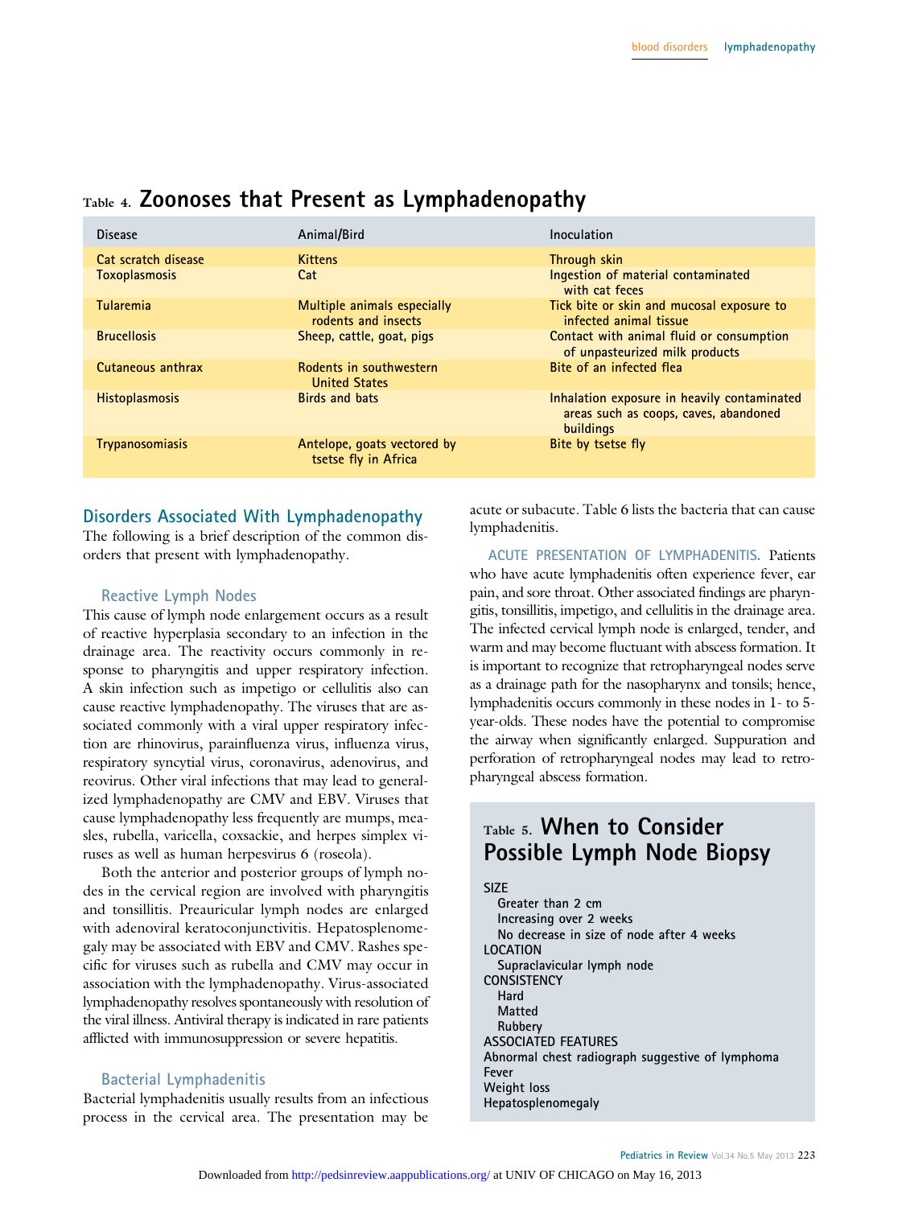## Table 4. Zoonoses that Present as Lymphadenopathy

| Disease | Animal/Bird | Inoculation |
|---|---|---|
| Cat scratch disease | Kittens | Through skin |
| Toxoplasmosis | Cat | Ingestion of material contaminated with cat feces |
| Tularemia | Multiple animals especially rodents and insects | Tick bite or skin and mucosal exposure to infected animal tissue |
| Brucellosis | Sheep, cattle, goat, pigs | Contact with animal fluid or consumption of unpasteurized milk products |
| Cutaneous anthrax | Rodents in southwestern United States | Bite of an infected flea |
| Histoplasmosis | Birds and bats | Inhalation exposure in heavily contaminated areas such as coops, caves, abandoned buildings |
| Trypanosomiasis | Antelope, goats vectored by tsetse fly in Africa | Bite by tsetse fly |

## Disorders Associated With Lymphadenopathy

The following is a brief description of the common disorders that present with lymphadenopathy.

### Reactive Lymph Nodes

This cause of lymph node enlargement occurs as a result of reactive hyperplasia secondary to an infection in the drainage area. The reactivity occurs commonly in response to pharyngitis and upper respiratory infection. A skin infection such as impetigo or cellulitis also can cause reactive lymphadenopathy. The viruses that are associated commonly with a viral upper respiratory infection are rhinovirus, parainfluenza virus, influenza virus, respiratory syncytial virus, coronavirus, adenovirus, and reovirus. Other viral infections that may lead to generalized lymphadenopathy are CMV and EBV. Viruses that cause lymphadenopathy less frequently are mumps, measles, rubella, varicella, coxsackie, and herpes simplex viruses as well as human herpesvirus 6 (roseola).

Both the anterior and posterior groups of lymph nodes in the cervical region are involved with pharyngitis and tonsillitis. Preauricular lymph nodes are enlarged with adenoviral keratoconjunctivitis. Hepatosplenomegaly may be associated with EBV and CMV. Rashes specific for viruses such as rubella and CMV may occur in association with the lymphadenopathy. Virus-associated lymphadenopathy resolves spontaneously with resolution of the viral illness. Antiviral therapy is indicated in rare patients afflicted with immunosuppression or severe hepatitis.

### Bacterial Lymphadenitis

Bacterial lymphadenitis usually results from an infectious process in the cervical area. The presentation may be acute or subacute. Table 6 lists the bacteria that can cause lymphadenitis.

ACUTE PRESENTATION OF LYMPHADENITIS. Patients who have acute lymphadenitis often experience fever, ear pain, and sore throat. Other associated findings are pharyngitis, tonsillitis, impetigo, and cellulitis in the drainage area. The infected cervical lymph node is enlarged, tender, and warm and may become fluctuant with abscess formation. It is important to recognize that retropharyngeal nodes serve as a drainage path for the nasopharynx and tonsils; hence, lymphadenitis occurs commonly in these nodes in 1- to 5-year-olds. These nodes have the potential to compromise the airway when significantly enlarged. Suppuration and perforation of retropharyngeal nodes may lead to retropharyngeal abscess formation.

## Table 5. When to Consider Possible Lymph Node Biopsy

SIZE
- Greater than 2 cm
- Increasing over 2 weeks
- No decrease in size of node after 4 weeks

LOCATION
- Supraclavicular lymph node

CONSISTENCY
- Hard
- Matted
- Rubbery

ASSOCIATED FEATURES
- Abnormal chest radiograph suggestive of lymphoma
- Fever
- Weight loss
- Hepatosplenomegaly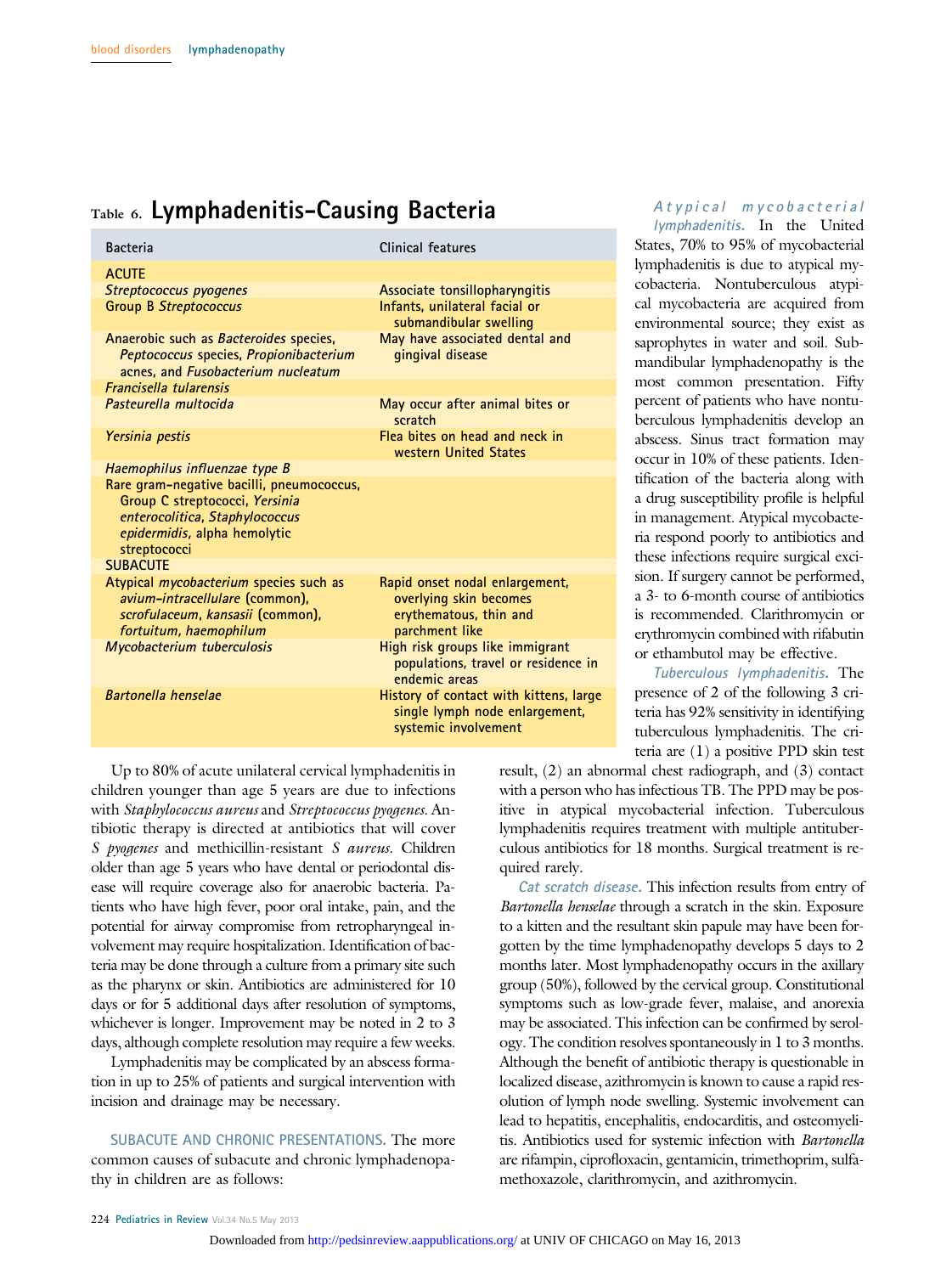## Table 6. Lymphadenitis-Causing Bacteria

| Bacteria | Clinical features |
|---|---|
| **ACUTE** | |
| *Streptococcus pyogenes* | Associate tonsillopharyngitis |
| Group B *Streptococcus* | Infants, unilateral facial or submandibular swelling |
| Anaerobic such as *Bacteroides* species, *Peptococcus* species, *Propionibacterium* acnes, and *Fusobacterium nucleatum* | May have associated dental and gingival disease |
| *Francisella tularensis* | |
| *Pasteurella multocida* | May occur after animal bites or scratch |
| *Yersinia pestis* | Flea bites on head and neck in western United States |
| *Haemophilus influenzae type B* | |
| Rare gram-negative bacilli, pneumococcus, Group C streptococci, *Yersinia enterocolitica*, *Staphylococcus epidermidis*, alpha hemolytic streptococci | |
| **SUBACUTE** | |
| Atypical *mycobacterium* species such as *avium-intracellulare* (common), *scrofulaceum*, *kansasii* (common), *fortuitum*, *haemophilum* | Rapid onset nodal enlargement, overlying skin becomes erythematous, thin and parchment like |
| *Mycobacterium tuberculosis* | High risk groups like immigrant populations, travel or residence in endemic areas |
| *Bartonella henselae* | History of contact with kittens, large single lymph node enlargement, systemic involvement |

Up to 80% of acute unilateral cervical lymphadenitis in children younger than age 5 years are due to infections with *Staphylococcus aureus* and *Streptococcus pyogenes*. Antibiotic therapy is directed at antibiotics that will cover *S pyogenes* and methicillin-resistant *S aureus*. Children older than age 5 years who have dental or periodontal disease will require coverage also for anaerobic bacteria. Patients who have high fever, poor oral intake, pain, and the potential for airway compromise from retropharyngeal involvement may require hospitalization. Identification of bacteria may be done through a culture from a primary site such as the pharynx or skin. Antibiotics are administered for 10 days or for 5 additional days after resolution of symptoms, whichever is longer. Improvement may be noted in 2 to 3 days, although complete resolution may require a few weeks.

Lymphadenitis may be complicated by an abscess formation in up to 25% of patients and surgical intervention with incision and drainage may be necessary.

**SUBACUTE AND CHRONIC PRESENTATIONS.** The more common causes of subacute and chronic lymphadenopathy in children are as follows:

***Atypical mycobacterial lymphadenitis.*** In the United States, 70% to 95% of mycobacterial lymphadenitis is due to atypical mycobacteria. Nontuberculous atypical mycobacteria are acquired from environmental source; they exist as saprophytes in water and soil. Submandibular lymphadenopathy is the most common presentation. Fifty percent of patients who have nontuberculous lymphadenitis develop an abscess. Sinus tract formation may occur in 10% of these patients. Identification of the bacteria along with a drug susceptibility profile is helpful in management. Atypical mycobacteria respond poorly to antibiotics and these infections require surgical excision. If surgery cannot be performed, a 3- to 6-month course of antibiotics is recommended. Clarithromycin or erythromycin combined with rifabutin or ethambutol may be effective.

***Tuberculous lymphadenitis.*** The presence of 2 of the following 3 criteria has 92% sensitivity in identifying tuberculous lymphadenitis. The criteria are (1) a positive PPD skin test result, (2) an abnormal chest radiograph, and (3) contact with a person who has infectious TB. The PPD may be positive in atypical mycobacterial infection. Tuberculous lymphadenitis requires treatment with multiple antituberculous antibiotics for 18 months. Surgical treatment is required rarely.

***Cat scratch disease.*** This infection results from entry of *Bartonella henselae* through a scratch in the skin. Exposure to a kitten and the resultant skin papule may have been forgotten by the time lymphadenopathy develops 5 days to 2 months later. Most lymphadenopathy occurs in the axillary group (50%), followed by the cervical group. Constitutional symptoms such as low-grade fever, malaise, and anorexia may be associated. This infection can be confirmed by serology. The condition resolves spontaneously in 1 to 3 months. Although the benefit of antibiotic therapy is questionable in localized disease, azithromycin is known to cause a rapid resolution of lymph node swelling. Systemic involvement can lead to hepatitis, encephalitis, endocarditis, and osteomyelitis. Antibiotics used for systemic infection with *Bartonella* are rifampin, ciprofloxacin, gentamicin, trimethoprim, sulfamethoxazole, clarithromycin, and azithromycin.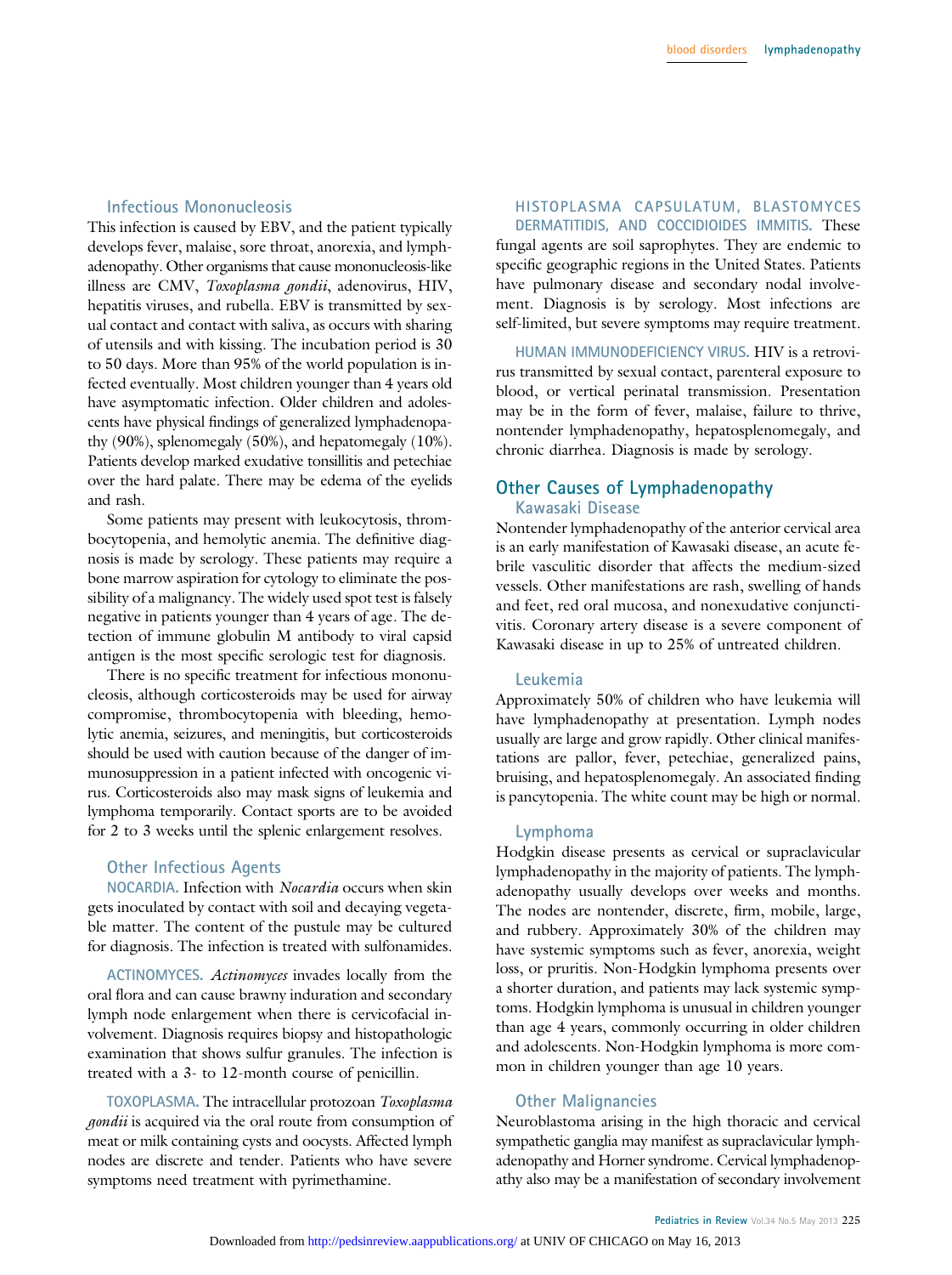### Infectious Mononucleosis

This infection is caused by EBV, and the patient typically develops fever, malaise, sore throat, anorexia, and lymphadenopathy. Other organisms that cause mononucleosis-like illness are CMV, *Toxoplasma gondii*, adenovirus, HIV, hepatitis viruses, and rubella. EBV is transmitted by sexual contact and contact with saliva, as occurs with sharing of utensils and with kissing. The incubation period is 30 to 50 days. More than 95% of the world population is infected eventually. Most children younger than 4 years old have asymptomatic infection. Older children and adolescents have physical findings of generalized lymphadenopathy (90%), splenomegaly (50%), and hepatomegaly (10%). Patients develop marked exudative tonsillitis and petechiae over the hard palate. There may be edema of the eyelids and rash.

Some patients may present with leukocytosis, thrombocytopenia, and hemolytic anemia. The definitive diagnosis is made by serology. These patients may require a bone marrow aspiration for cytology to eliminate the possibility of a malignancy. The widely used spot test is falsely negative in patients younger than 4 years of age. The detection of immune globulin M antibody to viral capsid antigen is the most specific serologic test for diagnosis.

There is no specific treatment for infectious mononucleosis, although corticosteroids may be used for airway compromise, thrombocytopenia with bleeding, hemolytic anemia, seizures, and meningitis, but corticosteroids should be used with caution because of the danger of immunosuppression in a patient infected with oncogenic virus. Corticosteroids also may mask signs of leukemia and lymphoma temporarily. Contact sports are to be avoided for 2 to 3 weeks until the splenic enlargement resolves.

### Other Infectious Agents

**NOCARDIA.** Infection with *Nocardia* occurs when skin gets inoculated by contact with soil and decaying vegetable matter. The content of the pustule may be cultured for diagnosis. The infection is treated with sulfonamides.

**ACTINOMYCES.** *Actinomyces* invades locally from the oral flora and can cause brawny induration and secondary lymph node enlargement when there is cervicofacial involvement. Diagnosis requires biopsy and histopathologic examination that shows sulfur granules. The infection is treated with a 3- to 12-month course of penicillin.

**TOXOPLASMA.** The intracellular protozoan *Toxoplasma gondii* is acquired via the oral route from consumption of meat or milk containing cysts and oocysts. Affected lymph nodes are discrete and tender. Patients who have severe symptoms need treatment with pyrimethamine.

**HISTOPLASMA CAPSULATUM, BLASTOMYCES DERMATITIDIS, AND COCCIDIOIDES IMMITIS.** These fungal agents are soil saprophytes. They are endemic to specific geographic regions in the United States. Patients have pulmonary disease and secondary nodal involvement. Diagnosis is by serology. Most infections are self-limited, but severe symptoms may require treatment.

**HUMAN IMMUNODEFICIENCY VIRUS.** HIV is a retrovirus transmitted by sexual contact, parenteral exposure to blood, or vertical perinatal transmission. Presentation may be in the form of fever, malaise, failure to thrive, nontender lymphadenopathy, hepatosplenomegaly, and chronic diarrhea. Diagnosis is made by serology.

## Other Causes of Lymphadenopathy

### Kawasaki Disease

Nontender lymphadenopathy of the anterior cervical area is an early manifestation of Kawasaki disease, an acute febrile vasculitic disorder that affects the medium-sized vessels. Other manifestations are rash, swelling of hands and feet, red oral mucosa, and nonexudative conjunctivitis. Coronary artery disease is a severe component of Kawasaki disease in up to 25% of untreated children.

### Leukemia

Approximately 50% of children who have leukemia will have lymphadenopathy at presentation. Lymph nodes usually are large and grow rapidly. Other clinical manifestations are pallor, fever, petechiae, generalized pains, bruising, and hepatosplenomegaly. An associated finding is pancytopenia. The white count may be high or normal.

### Lymphoma

Hodgkin disease presents as cervical or supraclavicular lymphadenopathy in the majority of patients. The lymphadenopathy usually develops over weeks and months. The nodes are nontender, discrete, firm, mobile, large, and rubbery. Approximately 30% of the children may have systemic symptoms such as fever, anorexia, weight loss, or pruritis. Non-Hodgkin lymphoma presents over a shorter duration, and patients may lack systemic symptoms. Hodgkin lymphoma is unusual in children younger than age 4 years, commonly occurring in older children and adolescents. Non-Hodgkin lymphoma is more common in children younger than age 10 years.

### Other Malignancies

Neuroblastoma arising in the high thoracic and cervical sympathetic ganglia may manifest as supraclavicular lymphadenopathy and Horner syndrome. Cervical lymphadenopathy also may be a manifestation of secondary involvement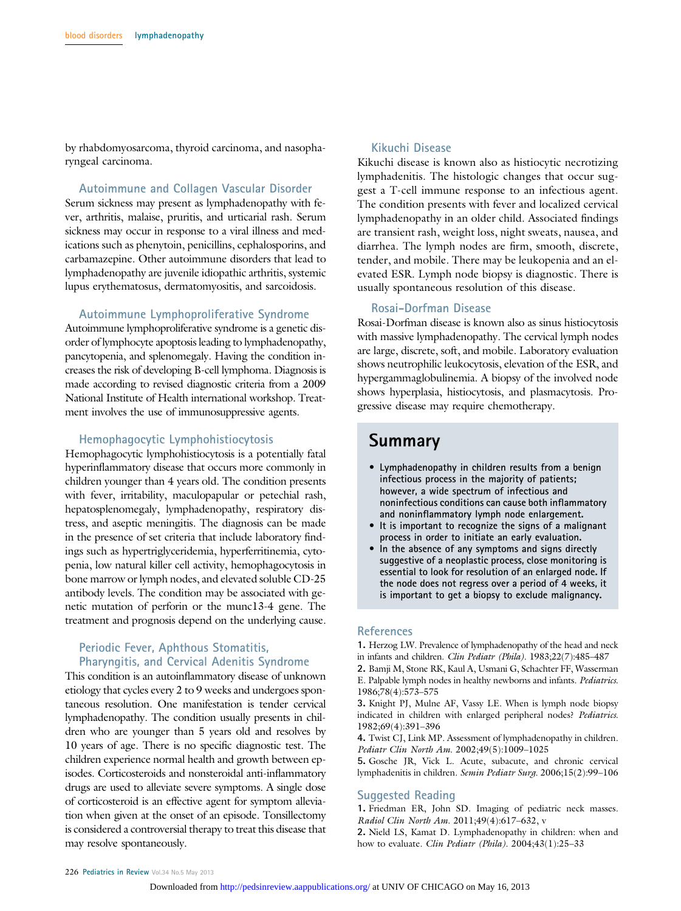by rhabdomyosarcoma, thyroid carcinoma, and nasopharyngeal carcinoma.

### Autoimmune and Collagen Vascular Disorder

Serum sickness may present as lymphadenopathy with fever, arthritis, malaise, pruritis, and urticarial rash. Serum sickness may occur in response to a viral illness and medications such as phenytoin, penicillins, cephalosporins, and carbamazepine. Other autoimmune disorders that lead to lymphadenopathy are juvenile idiopathic arthritis, systemic lupus erythematosus, dermatomyositis, and sarcoidosis.

### Autoimmune Lymphoproliferative Syndrome

Autoimmune lymphoproliferative syndrome is a genetic disorder of lymphocyte apoptosis leading to lymphadenopathy, pancytopenia, and splenomegaly. Having the condition increases the risk of developing B-cell lymphoma. Diagnosis is made according to revised diagnostic criteria from a 2009 National Institute of Health international workshop. Treatment involves the use of immunosuppressive agents.

### Hemophagocytic Lymphohistiocytosis

Hemophagocytic lymphohistiocytosis is a potentially fatal hyperinflammatory disease that occurs more commonly in children younger than 4 years old. The condition presents with fever, irritability, maculopapular or petechial rash, hepatosplenomegaly, lymphadenopathy, respiratory distress, and aseptic meningitis. The diagnosis can be made in the presence of set criteria that include laboratory findings such as hypertriglyceridemia, hyperferritinemia, cytopenia, low natural killer cell activity, hemophagocytosis in bone marrow or lymph nodes, and elevated soluble CD-25 antibody levels. The condition may be associated with genetic mutation of perforin or the munc13-4 gene. The treatment and prognosis depend on the underlying cause.

### Periodic Fever, Aphthous Stomatitis, Pharyngitis, and Cervical Adenitis Syndrome

This condition is an autoinflammatory disease of unknown etiology that cycles every 2 to 9 weeks and undergoes spontaneous resolution. One manifestation is tender cervical lymphadenopathy. The condition usually presents in children who are younger than 5 years old and resolves by 10 years of age. There is no specific diagnostic test. The children experience normal health and growth between episodes. Corticosteroids and nonsteroidal anti-inflammatory drugs are used to alleviate severe symptoms. A single dose of corticosteroid is an effective agent for symptom alleviation when given at the onset of an episode. Tonsillectomy is considered a controversial therapy to treat this disease that may resolve spontaneously.

### Kikuchi Disease

Kikuchi disease is known also as histiocytic necrotizing lymphadenitis. The histologic changes that occur suggest a T-cell immune response to an infectious agent. The condition presents with fever and localized cervical lymphadenopathy in an older child. Associated findings are transient rash, weight loss, night sweats, nausea, and diarrhea. The lymph nodes are firm, smooth, discrete, tender, and mobile. There may be leukopenia and an elevated ESR. Lymph node biopsy is diagnostic. There is usually spontaneous resolution of this disease.

### Rosai-Dorfman Disease

Rosai-Dorfman disease is known also as sinus histiocytosis with massive lymphadenopathy. The cervical lymph nodes are large, discrete, soft, and mobile. Laboratory evaluation shows neutrophilic leukocytosis, elevation of the ESR, and hypergammaglobulinemia. A biopsy of the involved node shows hyperplasia, histiocytosis, and plasmacytosis. Progressive disease may require chemotherapy.

## Summary

- **Lymphadenopathy in children results from a benign infectious process in the majority of patients; however, a wide spectrum of infectious and noninfectious conditions can cause both inflammatory and noninflammatory lymph node enlargement.**
- **It is important to recognize the signs of a malignant process in order to initiate an early evaluation.**
- **In the absence of any symptoms and signs directly suggestive of a neoplastic process, close monitoring is essential to look for resolution of an enlarged node. If the node does not regress over a period of 4 weeks, it is important to get a biopsy to exclude malignancy.**

## References

1. Herzog LW. Prevalence of lymphadenopathy of the head and neck in infants and children. *Clin Pediatr (Phila)*. 1983;22(7):485–487
2. Bamji M, Stone RK, Kaul A, Usmani G, Schachter FF, Wasserman E. Palpable lymph nodes in healthy newborns and infants. *Pediatrics*. 1986;78(4):573–575
3. Knight PJ, Mulne AF, Vassy LE. When is lymph node biopsy indicated in children with enlarged peripheral nodes? *Pediatrics*. 1982;69(4):391–396
4. Twist CJ, Link MP. Assessment of lymphadenopathy in children. *Pediatr Clin North Am*. 2002;49(5):1009–1025
5. Gosche JR, Vick L. Acute, subacute, and chronic cervical lymphadenitis in children. *Semin Pediatr Surg*. 2006;15(2):99–106

## Suggested Reading

1. Friedman ER, John SD. Imaging of pediatric neck masses. *Radiol Clin North Am*. 2011;49(4):617–632, v
2. Nield LS, Kamat D. Lymphadenopathy in children: when and how to evaluate. *Clin Pediatr (Phila)*. 2004;43(1):25–33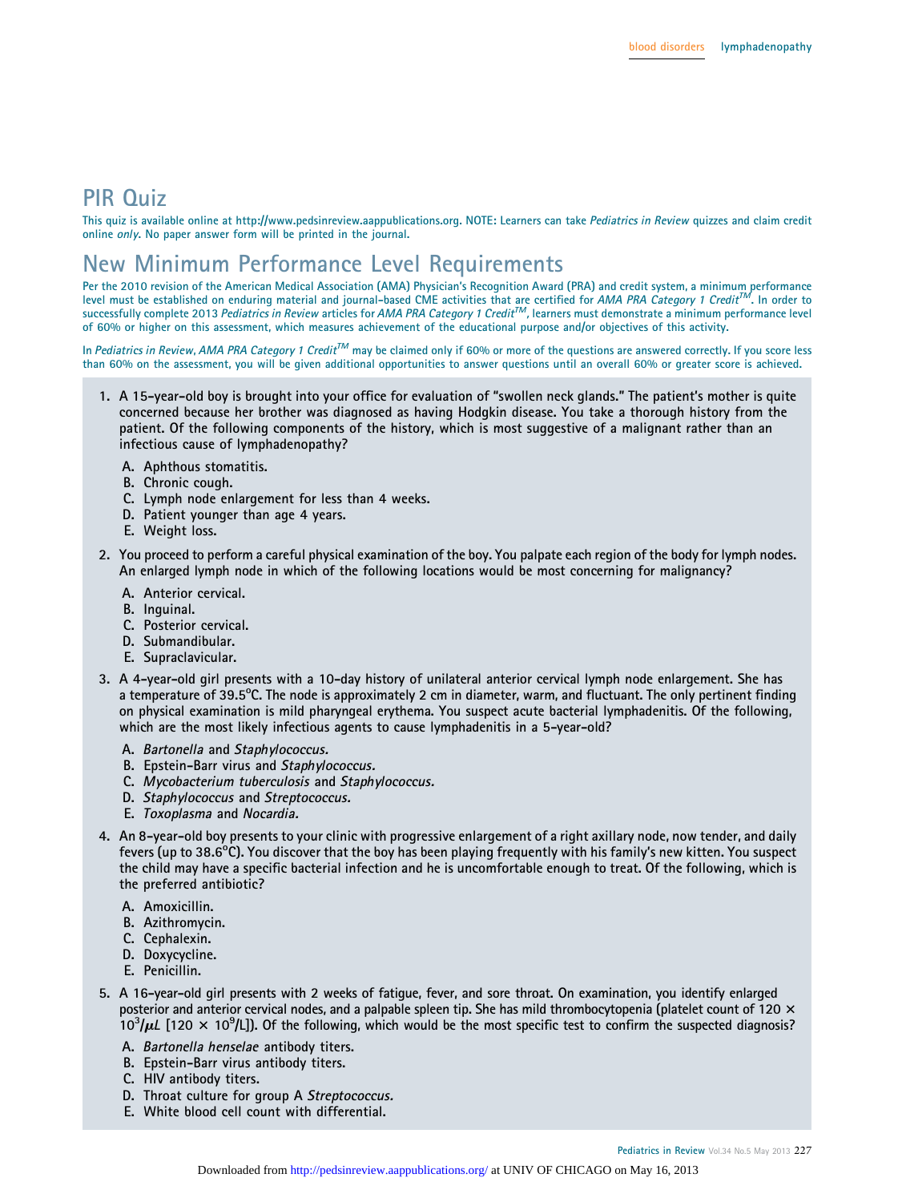# PIR Quiz

This quiz is available online at http://www.pedsinreview.aappublications.org. NOTE: Learners can take *Pediatrics in Review* quizzes and claim credit online *only*. No paper answer form will be printed in the journal.

# New Minimum Performance Level Requirements

Per the 2010 revision of the American Medical Association (AMA) Physician's Recognition Award (PRA) and credit system, a minimum performance level must be established on enduring material and journal-based CME activities that are certified for *AMA PRA Category 1 Credit™*. In order to successfully complete 2013 *Pediatrics in Review* articles for *AMA PRA Category 1 Credit™*, learners must demonstrate a minimum performance level of 60% or higher on this assessment, which measures achievement of the educational purpose and/or objectives of this activity.

In *Pediatrics in Review, AMA PRA Category 1 Credit™* may be claimed only if 60% or more of the questions are answered correctly. If you score less than 60% on the assessment, you will be given additional opportunities to answer questions until an overall 60% or greater score is achieved.

1. A 15-year-old boy is brought into your office for evaluation of "swollen neck glands." The patient's mother is quite concerned because her brother was diagnosed as having Hodgkin disease. You take a thorough history from the patient. Of the following components of the history, which is most suggestive of a malignant rather than an infectious cause of lymphadenopathy?

   A. Aphthous stomatitis.
   B. Chronic cough.
   C. Lymph node enlargement for less than 4 weeks.
   D. Patient younger than age 4 years.
   E. Weight loss.

2. You proceed to perform a careful physical examination of the boy. You palpate each region of the body for lymph nodes. An enlarged lymph node in which of the following locations would be most concerning for malignancy?

   A. Anterior cervical.
   B. Inguinal.
   C. Posterior cervical.
   D. Submandibular.
   E. Supraclavicular.

3. A 4-year-old girl presents with a 10-day history of unilateral anterior cervical lymph node enlargement. She has a temperature of 39.5°C. The node is approximately 2 cm in diameter, warm, and fluctuant. The only pertinent finding on physical examination is mild pharyngeal erythema. You suspect acute bacterial lymphadenitis. Of the following, which are the most likely infectious agents to cause lymphadenitis in a 5-year-old?

   A. *Bartonella* and *Staphylococcus.*
   B. Epstein-Barr virus and *Staphylococcus.*
   C. *Mycobacterium tuberculosis* and *Staphylococcus.*
   D. *Staphylococcus* and *Streptococcus.*
   E. *Toxoplasma* and *Nocardia.*

4. An 8-year-old boy presents to your clinic with progressive enlargement of a right axillary node, now tender, and daily fevers (up to 38.6°C). You discover that the boy has been playing frequently with his family's new kitten. You suspect the child may have a specific bacterial infection and he is uncomfortable enough to treat. Of the following, which is the preferred antibiotic?

   A. Amoxicillin.
   B. Azithromycin.
   C. Cephalexin.
   D. Doxycycline.
   E. Penicillin.

5. A 16-year-old girl presents with 2 weeks of fatigue, fever, and sore throat. On examination, you identify enlarged posterior and anterior cervical nodes, and a palpable spleen tip. She has mild thrombocytopenia (platelet count of $120 \times 10^3/\mu L$ [$120 \times 10^9/L$]). Of the following, which would be the most specific test to confirm the suspected diagnosis?

   A. *Bartonella henselae* antibody titers.
   B. Epstein-Barr virus antibody titers.
   C. HIV antibody titers.
   D. Throat culture for group A *Streptococcus.*
   E. White blood cell count with differential.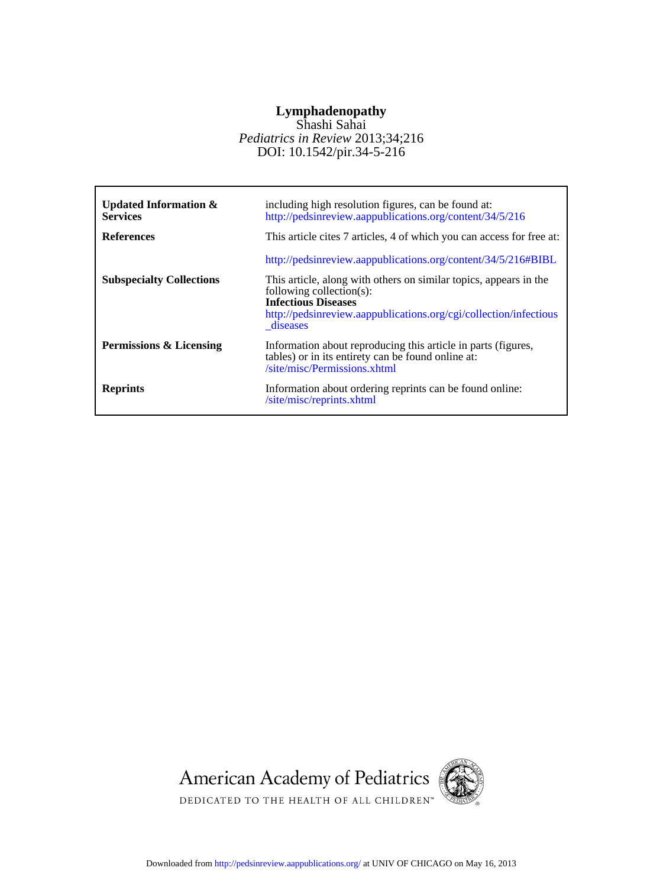# Lymphadenopathy

Shashi Sahai

*Pediatrics in Review* 2013;34;216

DOI: 10.1542/pir.34-5-216

| | |
|---|---|
| **Updated Information & Services** | including high resolution figures, can be found at: http://pedsinreview.aappublications.org/content/34/5/216 |
| **References** | This article cites 7 articles, 4 of which you can access for free at: http://pedsinreview.aappublications.org/content/34/5/216#BIBL |
| **Subspecialty Collections** | This article, along with others on similar topics, appears in the following collection(s): **Infectious Diseases** http://pedsinreview.aappublications.org/cgi/collection/infectious_diseases |
| **Permissions & Licensing** | Information about reproducing this article in parts (figures, tables) or in its entirety can be found online at: /site/misc/Permissions.xhtml |
| **Reprints** | Information about ordering reprints can be found online: /site/misc/reprints.xhtml |

American Academy of Pediatrics

DEDICATED TO THE HEALTH OF ALL CHILDREN™

Downloaded from http://pedsinreview.aappublications.org/ at UNIV OF CHICAGO on May 16, 2013